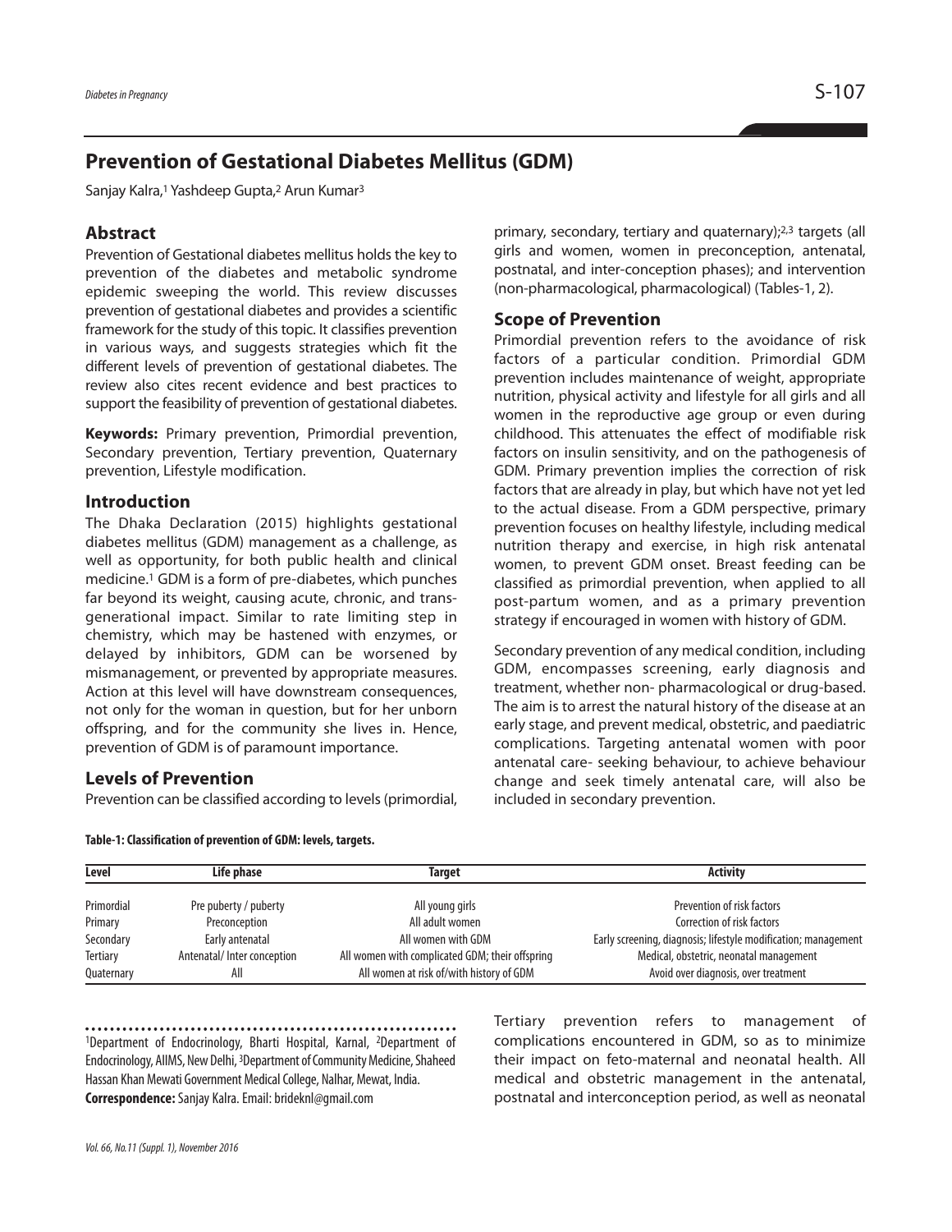# Prevention of Gestational Diabetes Mellitus (GDM)

Sanjay Kalra,[1] Yashdeep Gupta,[2] Arun Kumar[3]

## Abstract

Prevention of Gestational diabetes mellitus holds the key to prevention of the diabetes and metabolic syndrome epidemic sweeping the world. This review discusses prevention of gestational diabetes and provides a scientific framework for the study of this topic. It classifies prevention in various ways, and suggests strategies which fit the different levels of prevention of gestational diabetes. The review also cites recent evidence and best practices to support the feasibility of prevention of gestational diabetes.

**Keywords:** Primary prevention, Primordial prevention, Secondary prevention, Tertiary prevention, Quaternary prevention, Lifestyle modification.

## Introduction

The Dhaka Declaration (2015) highlights gestational diabetes mellitus (GDM) management as a challenge, as well as opportunity, for both public health and clinical medicine.[1] GDM is a form of pre-diabetes, which punches far beyond its weight, causing acute, chronic, and trans-generational impact. Similar to rate limiting step in chemistry, which may be hastened with enzymes, or delayed by inhibitors, GDM can be worsened by mismanagement, or prevented by appropriate measures. Action at this level will have downstream consequences, not only for the woman in question, but for her unborn offspring, and for the community she lives in. Hence, prevention of GDM is of paramount importance.

## Levels of Prevention

Prevention can be classified according to levels (primordial, primary, secondary, tertiary and quaternary);[2,3] targets (all girls and women, women in preconception, antenatal, postnatal, and inter-conception phases); and intervention (non-pharmacological, pharmacological) (Tables-1, 2).

## Scope of Prevention

Primordial prevention refers to the avoidance of risk factors of a particular condition. Primordial GDM prevention includes maintenance of weight, appropriate nutrition, physical activity and lifestyle for all girls and all women in the reproductive age group or even during childhood. This attenuates the effect of modifiable risk factors on insulin sensitivity, and on the pathogenesis of GDM. Primary prevention implies the correction of risk factors that are already in play, but which have not yet led to the actual disease. From a GDM perspective, primary prevention focuses on healthy lifestyle, including medical nutrition therapy and exercise, in high risk antenatal women, to prevent GDM onset. Breast feeding can be classified as primordial prevention, when applied to all post-partum women, and as a primary prevention strategy if encouraged in women with history of GDM.

Secondary prevention of any medical condition, including GDM, encompasses screening, early diagnosis and treatment, whether non- pharmacological or drug-based. The aim is to arrest the natural history of the disease at an early stage, and prevent medical, obstetric, and paediatric complications. Targeting antenatal women with poor antenatal care- seeking behaviour, to achieve behaviour change and seek timely antenatal care, will also be included in secondary prevention.

**Table-1: Classification of prevention of GDM: levels, targets.**

| Level | Life phase | Target | Activity |
|---|---|---|---|
| Primordial | Pre puberty / puberty | All young girls | Prevention of risk factors |
| Primary | Preconception | All adult women | Correction of risk factors |
| Secondary | Early antenatal | All women with GDM | Early screening, diagnosis; lifestyle modification; management |
| Tertiary | Antenatal/ Inter conception | All women with complicated GDM; their offspring | Medical, obstetric, neonatal management |
| Quaternary | All | All women at risk of/with history of GDM | Avoid over diagnosis, over treatment |

Tertiary prevention refers to management of complications encountered in GDM, so as to minimize their impact on feto-maternal and neonatal health. All medical and obstetric management in the antenatal, postnatal and interconception period, as well as neonatal

---

[1]Department of Endocrinology, Bharti Hospital, Karnal, [2]Department of Endocrinology, AIIMS, New Delhi, [3]Department of Community Medicine, Shaheed Hassan Khan Mewati Government Medical College, Nalhar, Mewat, India.

**Correspondence:** Sanjay Kalra. Email: brideknl@gmail.com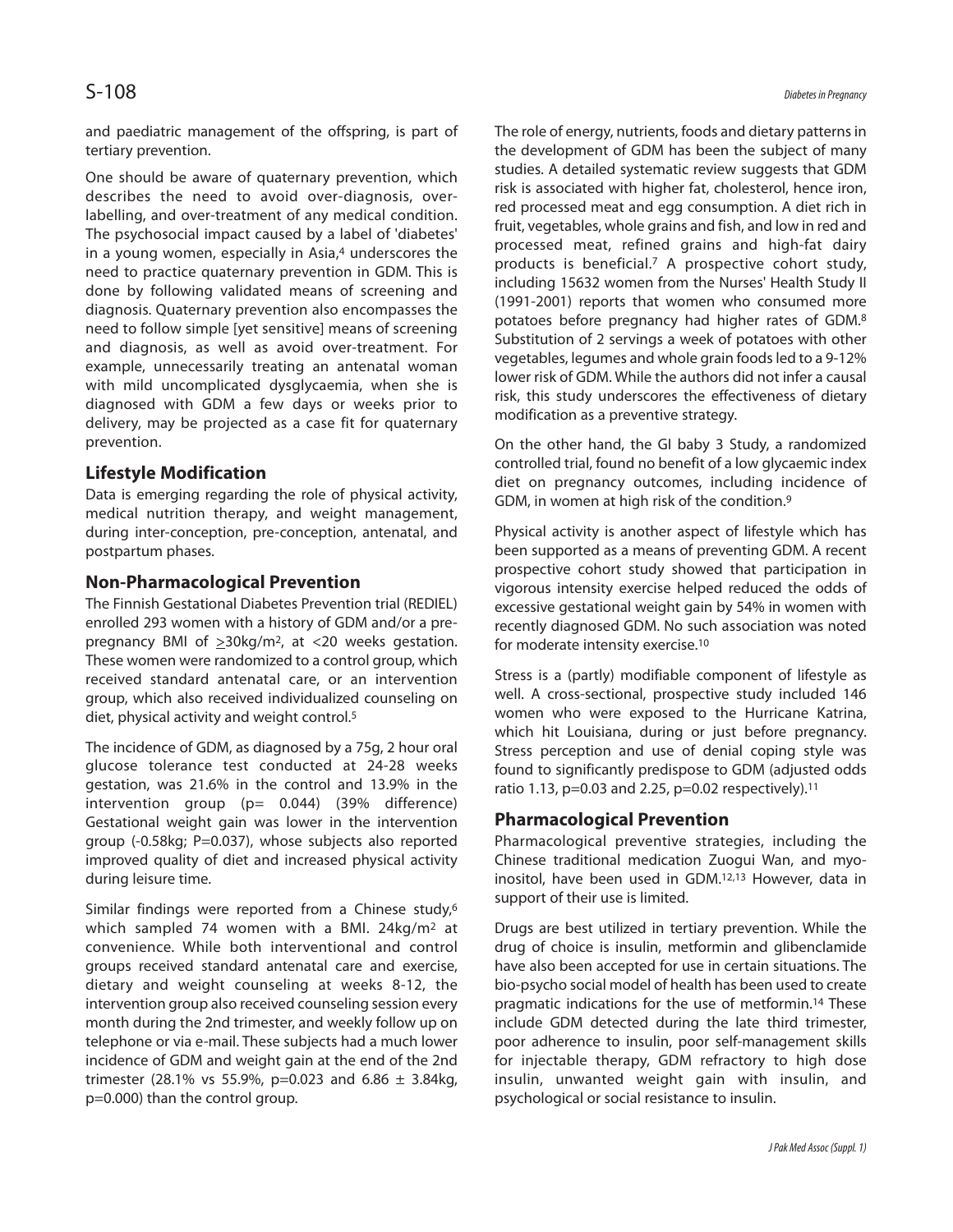and paediatric management of the offspring, is part of tertiary prevention.

One should be aware of quaternary prevention, which describes the need to avoid over-diagnosis, over-labelling, and over-treatment of any medical condition. The psychosocial impact caused by a label of 'diabetes' in a young women, especially in Asia,[4] underscores the need to practice quaternary prevention in GDM. This is done by following validated means of screening and diagnosis. Quaternary prevention also encompasses the need to follow simple [yet sensitive] means of screening and diagnosis, as well as avoid over-treatment. For example, unnecessarily treating an antenatal woman with mild uncomplicated dysglycaemia, when she is diagnosed with GDM a few days or weeks prior to delivery, may be projected as a case fit for quaternary prevention.

## Lifestyle Modification

Data is emerging regarding the role of physical activity, medical nutrition therapy, and weight management, during inter-conception, pre-conception, antenatal, and postpartum phases.

## Non-Pharmacological Prevention

The Finnish Gestational Diabetes Prevention trial (REDIEL) enrolled 293 women with a history of GDM and/or a pre-pregnancy BMI of $\geq$30kg/m$^2$, at <20 weeks gestation. These women were randomized to a control group, which received standard antenatal care, or an intervention group, which also received individualized counseling on diet, physical activity and weight control.[5]

The incidence of GDM, as diagnosed by a 75g, 2 hour oral glucose tolerance test conducted at 24-28 weeks gestation, was 21.6% in the control and 13.9% in the intervention group (p= 0.044) (39% difference) Gestational weight gain was lower in the intervention group (-0.58kg; P=0.037), whose subjects also reported improved quality of diet and increased physical activity during leisure time.

Similar findings were reported from a Chinese study,[6] which sampled 74 women with a BMI. 24kg/m$^2$ at convenience. While both interventional and control groups received standard antenatal care and exercise, dietary and weight counseling at weeks 8-12, the intervention group also received counseling session every month during the 2nd trimester, and weekly follow up on telephone or via e-mail. These subjects had a much lower incidence of GDM and weight gain at the end of the 2nd trimester (28.1% vs 55.9%, p=0.023 and 6.86 $\pm$ 3.84kg, p=0.000) than the control group.

The role of energy, nutrients, foods and dietary patterns in the development of GDM has been the subject of many studies. A detailed systematic review suggests that GDM risk is associated with higher fat, cholesterol, hence iron, red processed meat and egg consumption. A diet rich in fruit, vegetables, whole grains and fish, and low in red and processed meat, refined grains and high-fat dairy products is beneficial.[7] A prospective cohort study, including 15632 women from the Nurses' Health Study II (1991-2001) reports that women who consumed more potatoes before pregnancy had higher rates of GDM.[8] Substitution of 2 servings a week of potatoes with other vegetables, legumes and whole grain foods led to a 9-12% lower risk of GDM. While the authors did not infer a causal risk, this study underscores the effectiveness of dietary modification as a preventive strategy.

On the other hand, the GI baby 3 Study, a randomized controlled trial, found no benefit of a low glycaemic index diet on pregnancy outcomes, including incidence of GDM, in women at high risk of the condition.[9]

Physical activity is another aspect of lifestyle which has been supported as a means of preventing GDM. A recent prospective cohort study showed that participation in vigorous intensity exercise helped reduced the odds of excessive gestational weight gain by 54% in women with recently diagnosed GDM. No such association was noted for moderate intensity exercise.[10]

Stress is a (partly) modifiable component of lifestyle as well. A cross-sectional, prospective study included 146 women who were exposed to the Hurricane Katrina, which hit Louisiana, during or just before pregnancy. Stress perception and use of denial coping style was found to significantly predispose to GDM (adjusted odds ratio 1.13, p=0.03 and 2.25, p=0.02 respectively).[11]

## Pharmacological Prevention

Pharmacological preventive strategies, including the Chinese traditional medication Zuogui Wan, and myo-inositol, have been used in GDM.[12,13] However, data in support of their use is limited.

Drugs are best utilized in tertiary prevention. While the drug of choice is insulin, metformin and glibenclamide have also been accepted for use in certain situations. The bio-psycho social model of health has been used to create pragmatic indications for the use of metformin.[14] These include GDM detected during the late third trimester, poor adherence to insulin, poor self-management skills for injectable therapy, GDM refractory to high dose insulin, unwanted weight gain with insulin, and psychological or social resistance to insulin.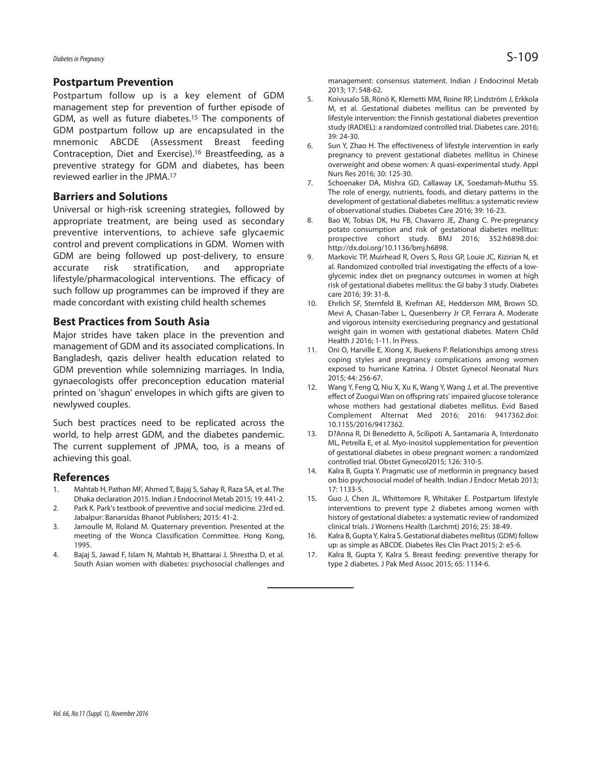## Postpartum Prevention

Postpartum follow up is a key element of GDM management step for prevention of further episode of GDM, as well as future diabetes.[15] The components of GDM postpartum follow up are encapsulated in the mnemonic ABCDE (Assessment Breast feeding Contraception, Diet and Exercise).[16] Breastfeeding, as a preventive strategy for GDM and diabetes, has been reviewed earlier in the JPMA.[17]

## Barriers and Solutions

Universal or high-risk screening strategies, followed by appropriate treatment, are being used as secondary preventive interventions, to achieve safe glycaemic control and prevent complications in GDM. Women with GDM are being followed up post-delivery, to ensure accurate risk stratification, and appropriate lifestyle/pharmacological interventions. The efficacy of such follow up programmes can be improved if they are made concordant with existing child health schemes

## Best Practices from South Asia

Major strides have taken place in the prevention and management of GDM and its associated complications. In Bangladesh, qazis deliver health education related to GDM prevention while solemnizing marriages. In India, gynaecologists offer preconception education material printed on 'shagun' envelopes in which gifts are given to newlywed couples.

Such best practices need to be replicated across the world, to help arrest GDM, and the diabetes pandemic. The current supplement of JPMA, too, is a means of achieving this goal.

## References

1. Mahtab H, Pathan MF, Ahmed T, Bajaj S, Sahay R, Raza SA, et al. The Dhaka declaration 2015. Indian J Endocrinol Metab 2015; 19: 441-2.
2. Park K. Park's textbook of preventive and social medicine. 23rd ed. Jabalpur: Banarsidas Bhanot Publishers; 2015: 41-2.
3. Jamoulle M, Roland M. Quaternary prevention. Presented at the meeting of the Wonca Classification Committee. Hong Kong, 1995.
4. Bajaj S, Jawad F, Islam N, Mahtab H, Bhattarai J, Shrestha D, et al. South Asian women with diabetes: psychosocial challenges and management: consensus statement. Indian J Endocrinol Metab 2013; 17: 548-62.
5. Koivusalo SB, Rönö K, Klemetti MM, Roine RP, Lindström J, Erkkola M, et al. Gestational diabetes mellitus can be prevented by lifestyle intervention: the Finnish gestational diabetes prevention study (RADIEL): a randomized controlled trial. Diabetes care. 2016; 39: 24-30.
6. Sun Y, Zhao H. The effectiveness of lifestyle intervention in early pregnancy to prevent gestational diabetes mellitus in Chinese overweight and obese women: A quasi-experimental study. Appl Nurs Res 2016; 30: 125-30.
7. Schoenaker DA, Mishra GD, Callaway LK, Soedamah-Muthu SS. The role of energy, nutrients, foods, and dietary patterns in the development of gestational diabetes mellitus: a systematic review of observational studies. Diabetes Care 2016; 39: 16-23.
8. Bao W, Tobias DK, Hu FB, Chavarro JE, Zhang C. Pre-pregnancy potato consumption and risk of gestational diabetes mellitus: prospective cohort study. BMJ 2016; 352:h6898.doi: http://dx.doi.org/10.1136/bmj.h6898.
9. Markovic TP, Muirhead R, Overs S, Ross GP, Louie JC, Kizirian N, et al. Randomized controlled trial investigating the effects of a low-glycemic index diet on pregnancy outcomes in women at high risk of gestational diabetes mellitus: the GI baby 3 study. Diabetes care 2016; 39: 31-8.
10. Ehrlich SF, Sternfeld B, Krefman AE, Hedderson MM, Brown SD, Mevi A, Chasan-Taber L, Quesenberry Jr CP, Ferrara A. Moderate and vigorous intensity exerciseduring pregnancy and gestational weight gain in women with gestational diabetes. Matern Child Health J 2016; 1-11. In Press.
11. Oni O, Harville E, Xiong X, Buekens P. Relationships among stress coping styles and pregnancy complications among women exposed to hurricane Katrina. J Obstet Gynecol Neonatal Nurs 2015; 44: 256-67.
12. Wang Y, Feng Q, Niu X, Xu K, Wang Y, Wang J, et al. The preventive effect of Zuogui Wan on offspring rats' impaired glucose tolerance whose mothers had gestational diabetes mellitus. Evid Based Complement Alternat Med 2016; 2016: 9417362.doi: 10.1155/2016/9417362.
13. D?Anna R, Di Benedetto A, Scilipoti A, Santamaria A, Interdonato ML, Petrella E, et al. Myo-inositol supplementation for prevention of gestational diabetes in obese pregnant women: a randomized controlled trial. Obstet Gynecol2015; 126: 310-5.
14. Kalra B, Gupta Y. Pragmatic use of metformin in pregnancy based on bio psychosocial model of health. Indian J Endocr Metab 2013; 17: 1133-5.
15. Guo J, Chen JL, Whittemore R, Whitaker E. Postpartum lifestyle interventions to prevent type 2 diabetes among women with history of gestational diabetes: a systematic review of randomized clinical trials. J Womens Health (Larchmt) 2016; 25: 38-49.
16. Kalra B, Gupta Y, Kalra S. Gestational diabetes mellitus (GDM) follow up: as simple as ABCDE. Diabetes Res Clin Pract 2015; 2: e5-6.
17. Kalra B, Gupta Y, Kalra S. Breast feeding: preventive therapy for type 2 diabetes. J Pak Med Assoc 2015; 65: 1134-6.